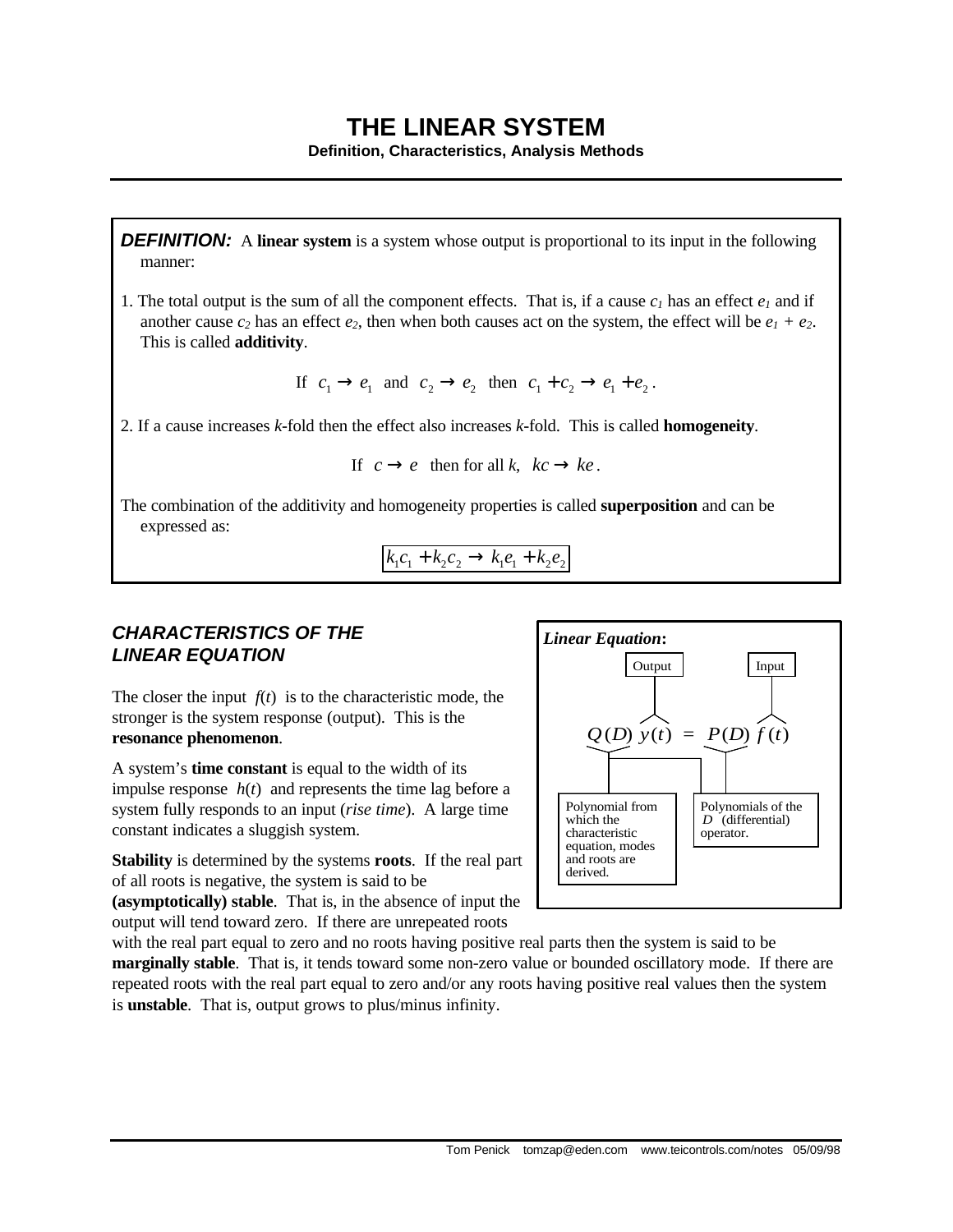# THE LINEAR SYSTEM

**Definition, Characteristics, Analysis Methods**

***DEFINITION:*** A **linear system** is a system whose output is proportional to its input in the following manner:

1. The total output is the sum of all the component effects. That is, if a cause $c_1$ has an effect $e_1$ and if another cause $c_2$ has an effect $e_2$, then when both causes act on the system, the effect will be $e_1 + e_2$. This is called **additivity**.

$$\text{If } c_1 \to e_1 \text{ and } c_2 \to e_2 \text{ then } c_1 + c_2 \to e_1 + e_2 .$$

2. If a cause increases $k$-fold then the effect also increases $k$-fold. This is called **homogeneity**.

$$\text{If } c \to e \text{ then for all } k, \; kc \to ke .$$

The combination of the additivity and homogeneity properties is called **superposition** and can be expressed as:

$$\boxed{k_1 c_1 + k_2 c_2 \to k_1 e_1 + k_2 e_2}$$

## *CHARACTERISTICS OF THE LINEAR EQUATION*

The closer the input $f(t)$ is to the characteristic mode, the stronger is the system response (output). This is the **resonance phenomenon**.

A system's **time constant** is equal to the width of its impulse response $h(t)$ and represents the time lag before a system fully responds to an input (*rise time*). A large time constant indicates a sluggish system.

**Stability** is determined by the systems **roots**. If the real part of all roots is negative, the system is said to be **(asymptotically) stable**. That is, in the absence of input the output will tend toward zero. If there are unrepeated roots with the real part equal to zero and no roots having positive real parts then the system is said to be **marginally stable**. That is, it tends toward some non-zero value or bounded oscillatory mode. If there are repeated roots with the real part equal to zero and/or any roots having positive real values then the system is **unstable**. That is, output grows to plus/minus infinity.

***Linear Equation*:**

$$Q(D)\, y(t) = P(D)\, f(t)$$

- $y(t)$: Output
- $f(t)$: Input
- $Q(D)$: Polynomial from which the characteristic equation, modes and roots are derived.
- $Q(D)$, $P(D)$: Polynomials of the $D$ (differential) operator.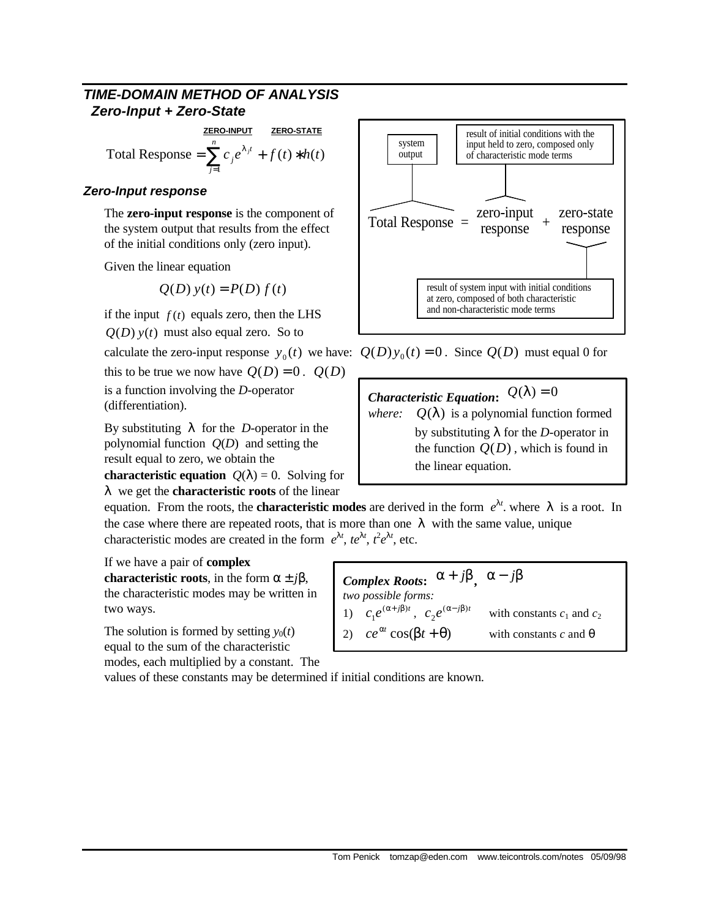## *TIME-DOMAIN METHOD OF ANALYSIS*

### *Zero-Input + Zero-State*

**ZERO-INPUT** **ZERO-STATE**

$$\text{Total Response} = \sum_{j=1}^{n} c_j e^{\lambda_j t} + f(t) * h(t)$$

system output

result of initial conditions with the input held to zero, composed only of characteristic mode terms

$$\text{Total Response} = \text{zero-input response} + \text{zero-state response}$$

result of system input with initial conditions at zero, composed of both characteristic and non-characteristic mode terms

### *Zero-Input response*

The **zero-input response** is the component of the system output that results from the effect of the initial conditions only (zero input).

Given the linear equation

$$Q(D)\, y(t) = P(D)\, f(t)$$

if the input $f(t)$ equals zero, then the LHS $Q(D)\, y(t)$ must also equal zero. So to calculate the zero-input response $y_0(t)$ we have: $Q(D) y_0(t) = 0$. Since $Q(D)$ must equal 0 for this to be true we now have $Q(D) = 0$. $Q(D)$ is a function involving the *D*-operator (differentiation).

By substituting $\lambda$ for the *D*-operator in the polynomial function $Q(D)$ and setting the result equal to zero, we obtain the **characteristic equation** $Q(\lambda) = 0$. Solving for $\lambda$ we get the **characteristic roots** of the linear equation. From the roots, the **characteristic modes** are derived in the form $e^{\lambda t}$. where $\lambda$ is a root. In the case where there are repeated roots, that is more than one $\lambda$ with the same value, unique characteristic modes are created in the form $e^{\lambda t}$, $te^{\lambda t}$, $t^2e^{\lambda t}$, etc.

> ***Characteristic Equation*:** $Q(\lambda) = 0$
>
> *where:* $Q(\lambda)$ is a polynomial function formed by substituting $\lambda$ for the *D*-operator in the function $Q(D)$, which is found in the linear equation.

If we have a pair of **complex characteristic roots**, in the form $\alpha \pm j\beta$, the characteristic modes may be written in two ways.

> ***Complex Roots*:** $\alpha + j\beta$, $\alpha - j\beta$
>
> *two possible forms:*
>
> 1) $c_1 e^{(\alpha + j\beta)t}$, $c_2 e^{(\alpha - j\beta)t}$ with constants $c_1$ and $c_2$
>
> 2) $ce^{\alpha t}\cos(\beta t + \theta)$ with constants $c$ and $\theta$

The solution is formed by setting $y_0(t)$ equal to the sum of the characteristic modes, each multiplied by a constant. The values of these constants may be determined if initial conditions are known.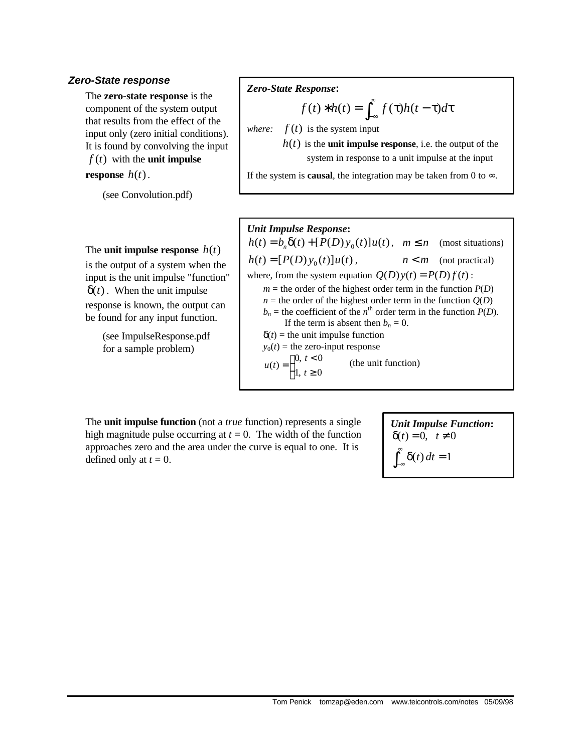### *Zero-State response*

The **zero-state response** is the component of the system output that results from the effect of the input only (zero initial conditions). It is found by convolving the input $f(t)$ with the **unit impulse response** $h(t)$.

(see Convolution.pdf)

> ***Zero-State Response*:**
>
> $$f(t) * h(t) = \int_{-\infty}^{\infty} f(\tau) h(t - \tau) d\tau$$
>
> *where:* $f(t)$ is the system input
>
> $h(t)$ is the **unit impulse response**, i.e. the output of the system in response to a unit impulse at the input
>
> If the system is **causal**, the integration may be taken from 0 to ∞.

The **unit impulse response** $h(t)$ is the output of a system when the input is the unit impulse "function" $\delta(t)$. When the unit impulse response is known, the output can be found for any input function.

(see ImpulseResponse.pdf for a sample problem)

> ***Unit Impulse Response*:**
>
> $h(t) = b_n \delta(t) + [P(D) y_0(t)] u(t)$, $m \le n$ (most situations)
>
> $h(t) = [P(D) y_0(t)] u(t)$, $n < m$ (not practical)
>
> where, from the system equation $Q(D) y(t) = P(D) f(t)$:
>
> - $m$ = the order of the highest order term in the function $P(D)$
> - $n$ = the order of the highest order term in the function $Q(D)$
> - $b_n$ = the coefficient of the $n^{th}$ order term in the function $P(D)$. If the term is absent then $b_n = 0$.
> - $\delta(t)$ = the unit impulse function
> - $y_0(t)$ = the zero-input response
> - $u(t) = \begin{cases} 0, & t < 0 \\ 1, & t \ge 0 \end{cases}$ (the unit function)

The **unit impulse function** (not a *true* function) represents a single high magnitude pulse occurring at $t = 0$. The width of the function approaches zero and the area under the curve is equal to one. It is defined only at $t = 0$.

> ***Unit Impulse Function*:**
>
> $\delta(t) = 0, \quad t \ne 0$
>
> $$\int_{-\infty}^{\infty} \delta(t)\, dt = 1$$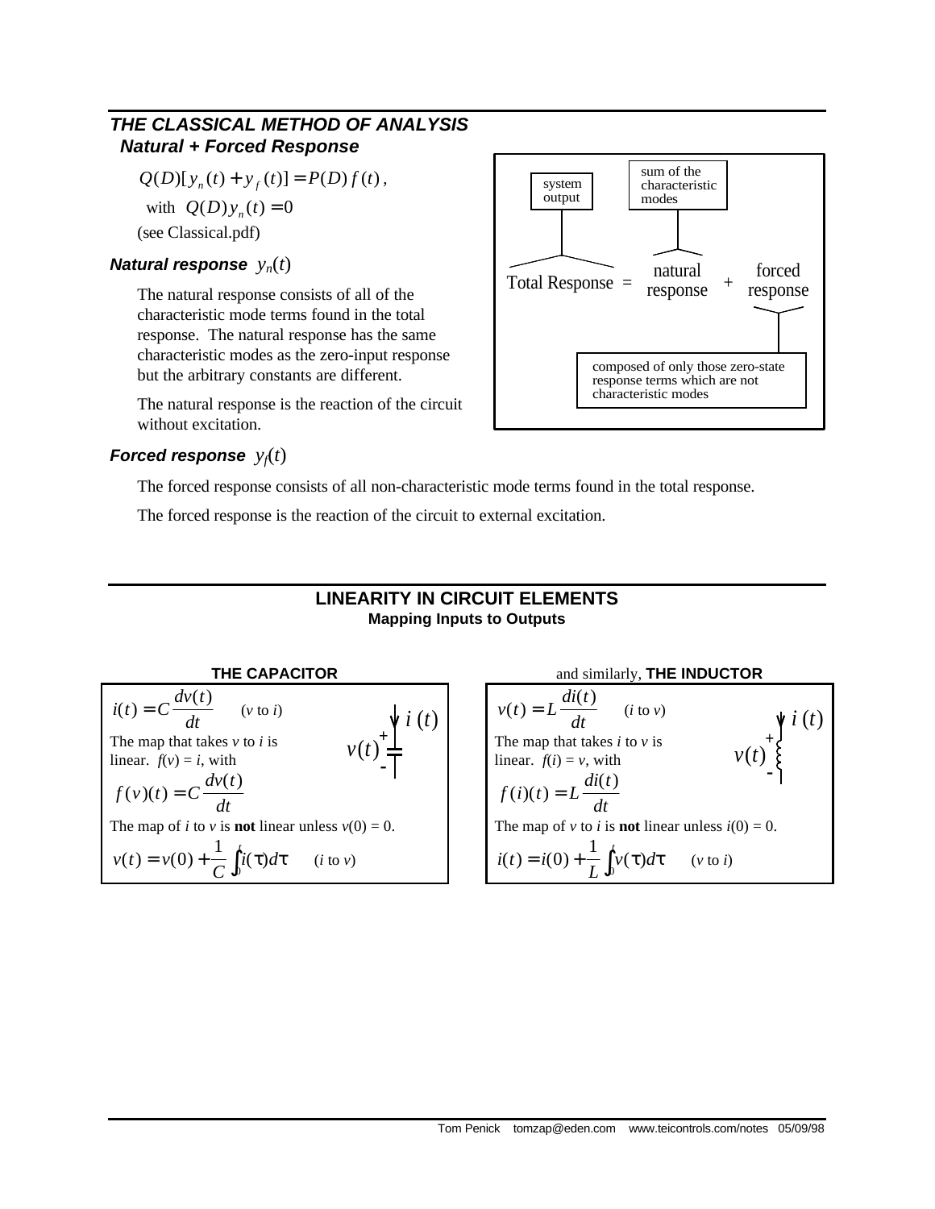## *THE CLASSICAL METHOD OF ANALYSIS*

### *Natural + Forced Response*

$Q(D)[y_n(t) + y_f(t)] = P(D)f(t)$,

with $Q(D)y_n(t) = 0$

(see Classical.pdf)

system output

sum of the characteristic modes

Total Response = natural response + forced response

composed of only those zero-state response terms which are not characteristic modes

### *Natural response* $y_n(t)$

The natural response consists of all of the characteristic mode terms found in the total response. The natural response has the same characteristic modes as the zero-input response but the arbitrary constants are different.

The natural response is the reaction of the circuit without excitation.

### *Forced response* $y_f(t)$

The forced response consists of all non-characteristic mode terms found in the total response.

The forced response is the reaction of the circuit to external excitation.

## LINEARITY IN CIRCUIT ELEMENTS

### Mapping Inputs to Outputs

#### THE CAPACITOR

$$i(t) = C\frac{dv(t)}{dt} \quad (v \text{ to } i)$$

The map that takes $v$ to $i$ is linear. $f(v) = i$, with

$$f(v)(t) = C\frac{dv(t)}{dt}$$

The map of $i$ to $v$ is **not** linear unless $v(0) = 0$.

$$v(t) = v(0) + \frac{1}{C}\int_0^t i(\tau)d\tau \quad (i \text{ to } v)$$

#### and similarly, THE INDUCTOR

$$v(t) = L\frac{di(t)}{dt} \quad (i \text{ to } v)$$

The map that takes $i$ to $v$ is linear. $f(i) = v$, with

$$f(i)(t) = L\frac{di(t)}{dt}$$

The map of $v$ to $i$ is **not** linear unless $i(0) = 0$.

$$i(t) = i(0) + \frac{1}{L}\int_0^t v(\tau)d\tau \quad (v \text{ to } i)$$